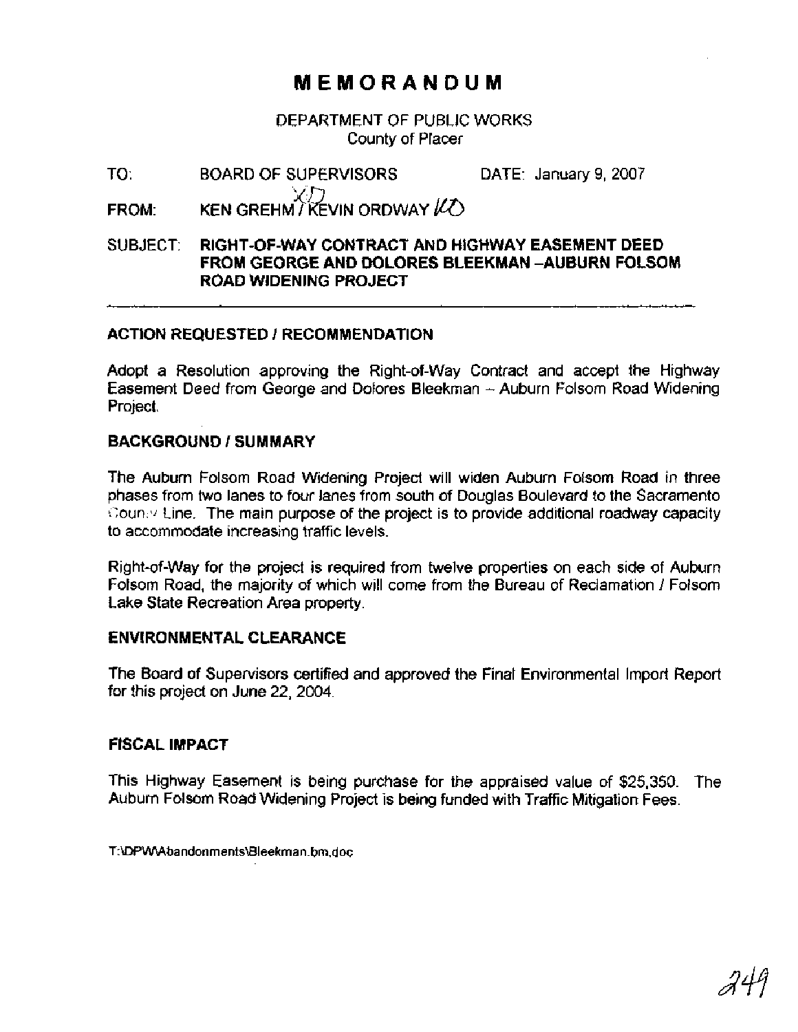# MEMORANDUM

DEPARTMENT OF PUBLIC WORKS
County of Placer

TO: BOARD OF SUPERVISORS DATE: January 9, 2007

FROM: KEN GREHM / KEVIN ORDWAY

SUBJECT: **RIGHT-OF-WAY CONTRACT AND HIGHWAY EASEMENT DEED FROM GEORGE AND DOLORES BLEEKMAN –AUBURN FOLSOM ROAD WIDENING PROJECT**

---

## ACTION REQUESTED / RECOMMENDATION

Adopt a Resolution approving the Right-of-Way Contract and accept the Highway Easement Deed from George and Dolores Bleekman – Auburn Folsom Road Widening Project.

## BACKGROUND / SUMMARY

The Auburn Folsom Road Widening Project will widen Auburn Folsom Road in three phases from two lanes to four lanes from south of Douglas Boulevard to the Sacramento County Line. The main purpose of the project is to provide additional roadway capacity to accommodate increasing traffic levels.

Right-of-Way for the project is required from twelve properties on each side of Auburn Folsom Road, the majority of which will come from the Bureau of Reclamation / Folsom Lake State Recreation Area property.

## ENVIRONMENTAL CLEARANCE

The Board of Supervisors certified and approved the Final Environmental Import Report for this project on June 22, 2004.

## FISCAL IMPACT

This Highway Easement is being purchase for the appraised value of $25,350. The Auburn Folsom Road Widening Project is being funded with Traffic Mitigation Fees.

T:\DPW\Abandonments\Bleekman.bm.doc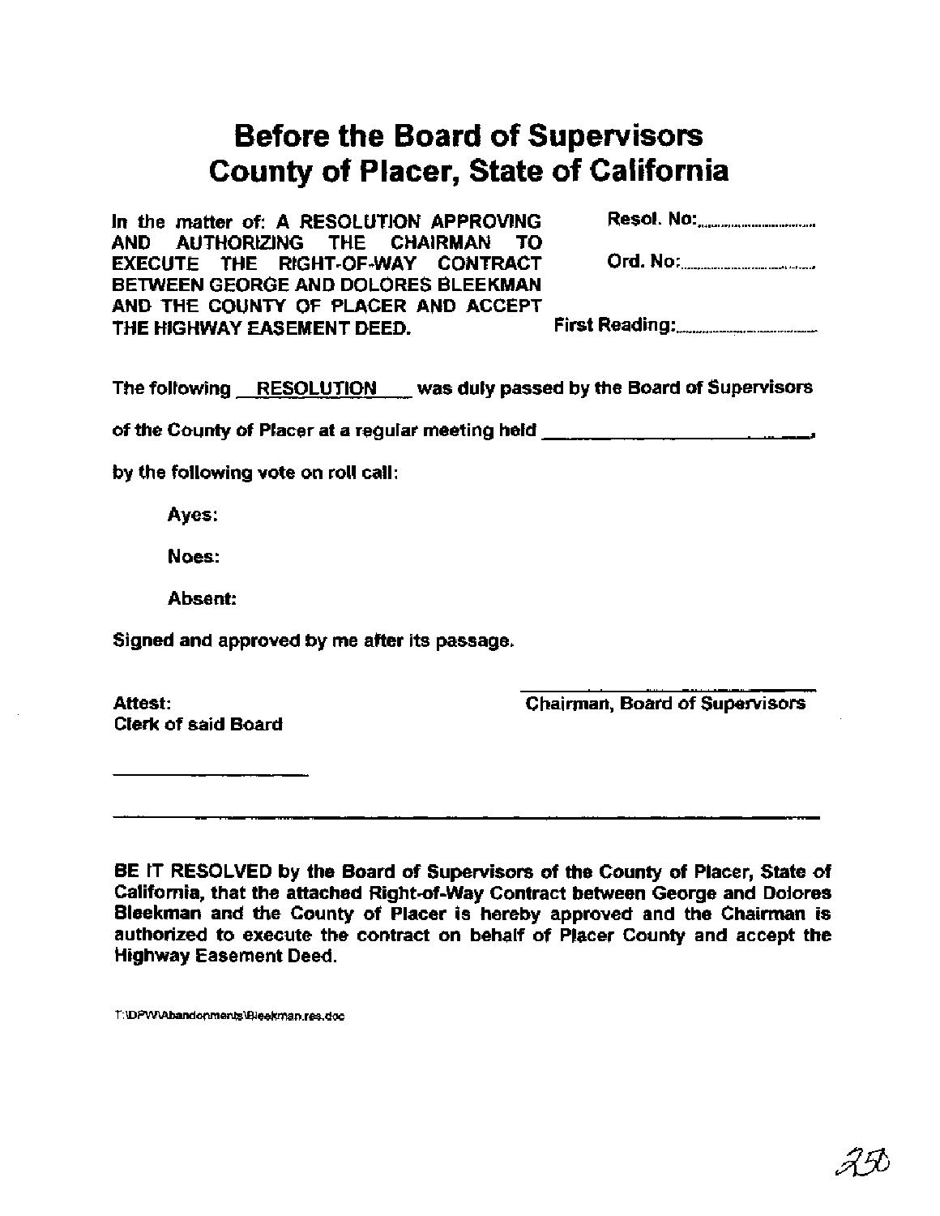# Before the Board of Supervisors County of Placer, State of California

**In the matter of: A RESOLUTION APPROVING AND AUTHORIZING THE CHAIRMAN TO EXECUTE THE RIGHT-OF-WAY CONTRACT BETWEEN GEORGE AND DOLORES BLEEKMAN AND THE COUNTY OF PLACER AND ACCEPT THE HIGHWAY EASEMENT DEED.**

**Resol. No:**..............................

**Ord. No:**..............................

**First Reading:**..............................

**The following RESOLUTION was duly passed by the Board of Supervisors of the County of Placer at a regular meeting held \_\_\_\_\_\_\_\_\_\_\_\_\_\_\_\_\_\_\_\_\_\_\_\_,**

**by the following vote on roll call:**

**Ayes:**

**Noes:**

**Absent:**

**Signed and approved by me after its passage.**

\_\_\_\_\_\_\_\_\_\_\_\_\_\_\_\_\_\_\_\_\_\_\_\_\_\_\_\_
**Chairman, Board of Supervisors**

**Attest:**
**Clerk of said Board**

\_\_\_\_\_\_\_\_\_\_\_\_\_\_\_\_\_\_\_\_

---

**BE IT RESOLVED by the Board of Supervisors of the County of Placer, State of California, that the attached Right-of-Way Contract between George and Dolores Bleekman and the County of Placer is hereby approved and the Chairman is authorized to execute the contract on behalf of Placer County and accept the Highway Easement Deed.**

T:\DPW\Abandonments\Bleekman.res.doc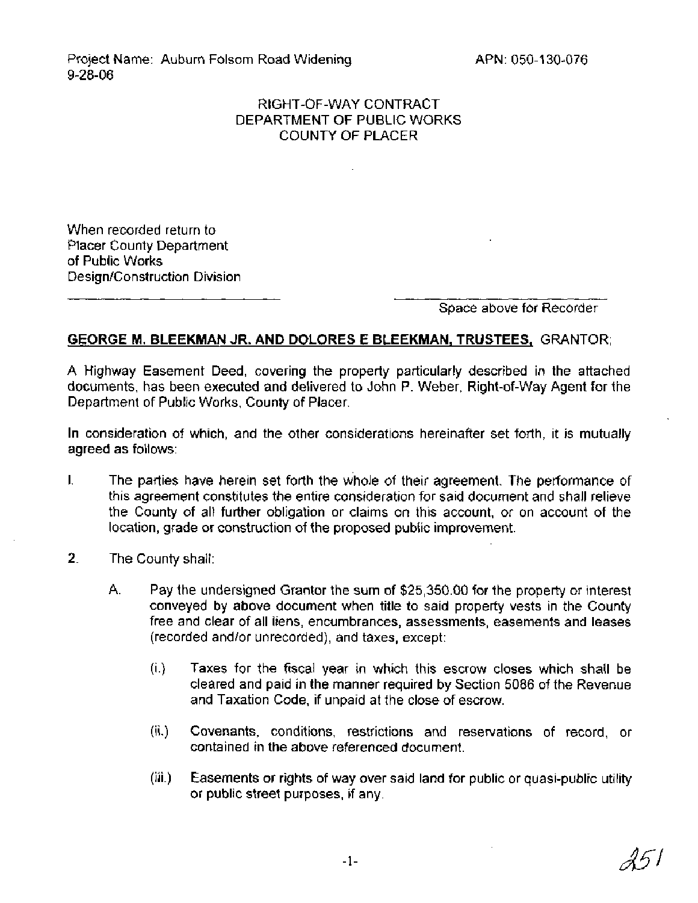Project Name: Auburn Folsom Road Widening
9-28-06

APN: 050-130-076

RIGHT-OF-WAY CONTRACT
DEPARTMENT OF PUBLIC WORKS
COUNTY OF PLACER

When recorded return to
Placer County Department
of Public Works
Design/Construction Division

Space above for Recorder

**GEORGE M. BLEEKMAN JR. AND DOLORES E BLEEKMAN, TRUSTEES,** GRANTOR;

A Highway Easement Deed, covering the property particularly described in the attached documents, has been executed and delivered to John P. Weber, Right-of-Way Agent for the Department of Public Works, County of Placer.

In consideration of which, and the other considerations hereinafter set forth, it is mutually agreed as follows:

1. The parties have herein set forth the whole of their agreement. The performance of this agreement constitutes the entire consideration for said document and shall relieve the County of all further obligation or claims on this account, or on account of the location, grade or construction of the proposed public improvement.

2. The County shall:

   A. Pay the undersigned Grantor the sum of $25,350.00 for the property or interest conveyed by above document when title to said property vests in the County free and clear of all liens, encumbrances, assessments, easements and leases (recorded and/or unrecorded), and taxes, except:

      (i.) Taxes for the fiscal year in which this escrow closes which shall be cleared and paid in the manner required by Section 5086 of the Revenue and Taxation Code, if unpaid at the close of escrow.

      (ii.) Covenants, conditions, restrictions and reservations of record, or contained in the above referenced document.

      (iii.) Easements or rights of way over said land for public or quasi-public utility or public street purposes, if any.

251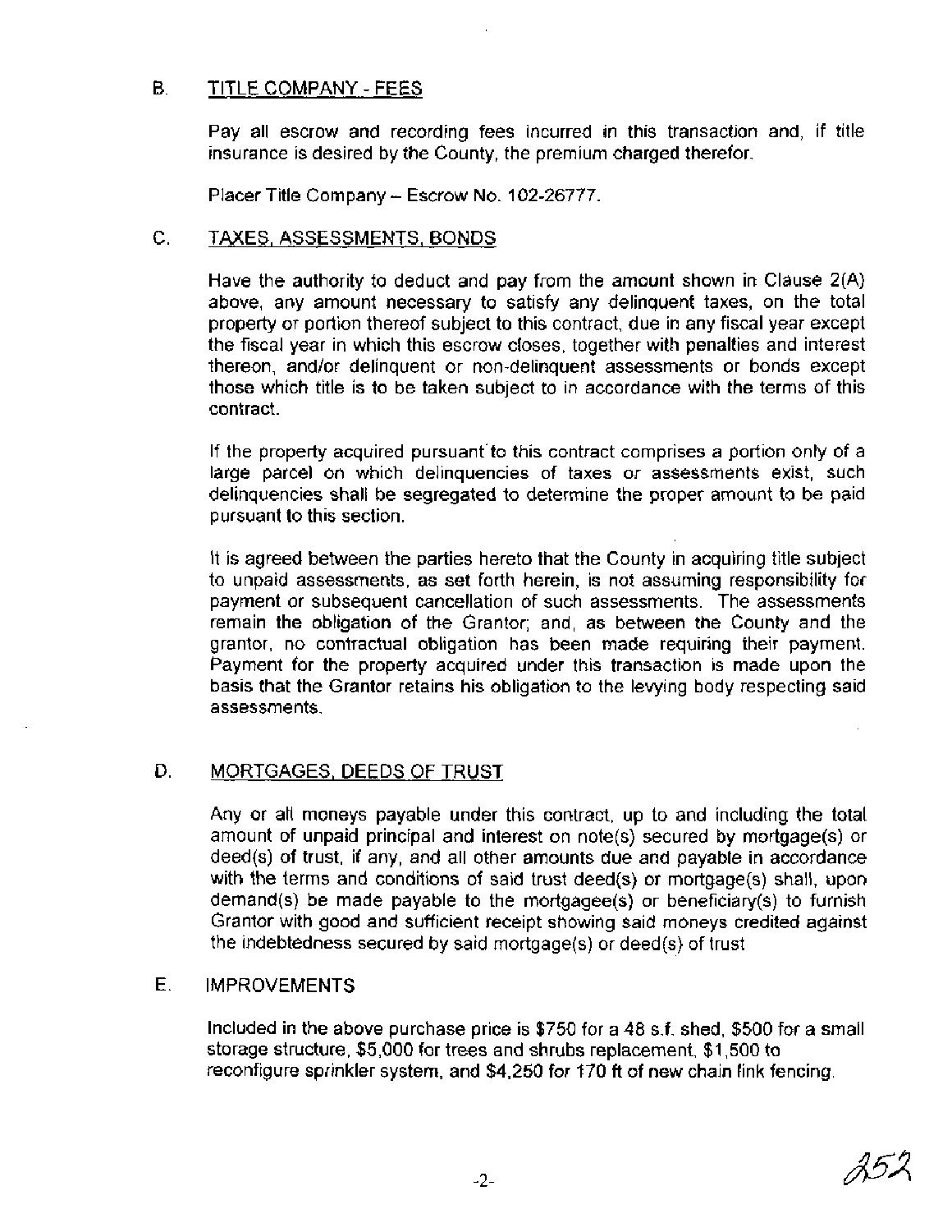### B. TITLE COMPANY - FEES

Pay all escrow and recording fees incurred in this transaction and, if title insurance is desired by the County, the premium charged therefor.

Placer Title Company – Escrow No. 102-26777.

### C. TAXES, ASSESSMENTS, BONDS

Have the authority to deduct and pay from the amount shown in Clause 2(A) above, any amount necessary to satisfy any delinquent taxes, on the total property or portion thereof subject to this contract, due in any fiscal year except the fiscal year in which this escrow closes, together with penalties and interest thereon, and/or delinquent or non-delinquent assessments or bonds except those which title is to be taken subject to in accordance with the terms of this contract.

If the property acquired pursuant to this contract comprises a portion only of a large parcel on which delinquencies of taxes or assessments exist, such delinquencies shall be segregated to determine the proper amount to be paid pursuant to this section.

It is agreed between the parties hereto that the County in acquiring title subject to unpaid assessments, as set forth herein, is not assuming responsibility for payment or subsequent cancellation of such assessments. The assessments remain the obligation of the Grantor; and, as between the County and the grantor, no contractual obligation has been made requiring their payment. Payment for the property acquired under this transaction is made upon the basis that the Grantor retains his obligation to the levying body respecting said assessments.

### D. MORTGAGES, DEEDS OF TRUST

Any or all moneys payable under this contract, up to and including the total amount of unpaid principal and interest on note(s) secured by mortgage(s) or deed(s) of trust, if any, and all other amounts due and payable in accordance with the terms and conditions of said trust deed(s) or mortgage(s) shall, upon demand(s) be made payable to the mortgagee(s) or beneficiary(s) to furnish Grantor with good and sufficient receipt showing said moneys credited against the indebtedness secured by said mortgage(s) or deed(s) of trust

### E. IMPROVEMENTS

Included in the above purchase price is $750 for a 48 s.f. shed, $500 for a small storage structure, $5,000 for trees and shrubs replacement, $1,500 to reconfigure sprinkler system, and $4,250 for 170 ft of new chain link fencing.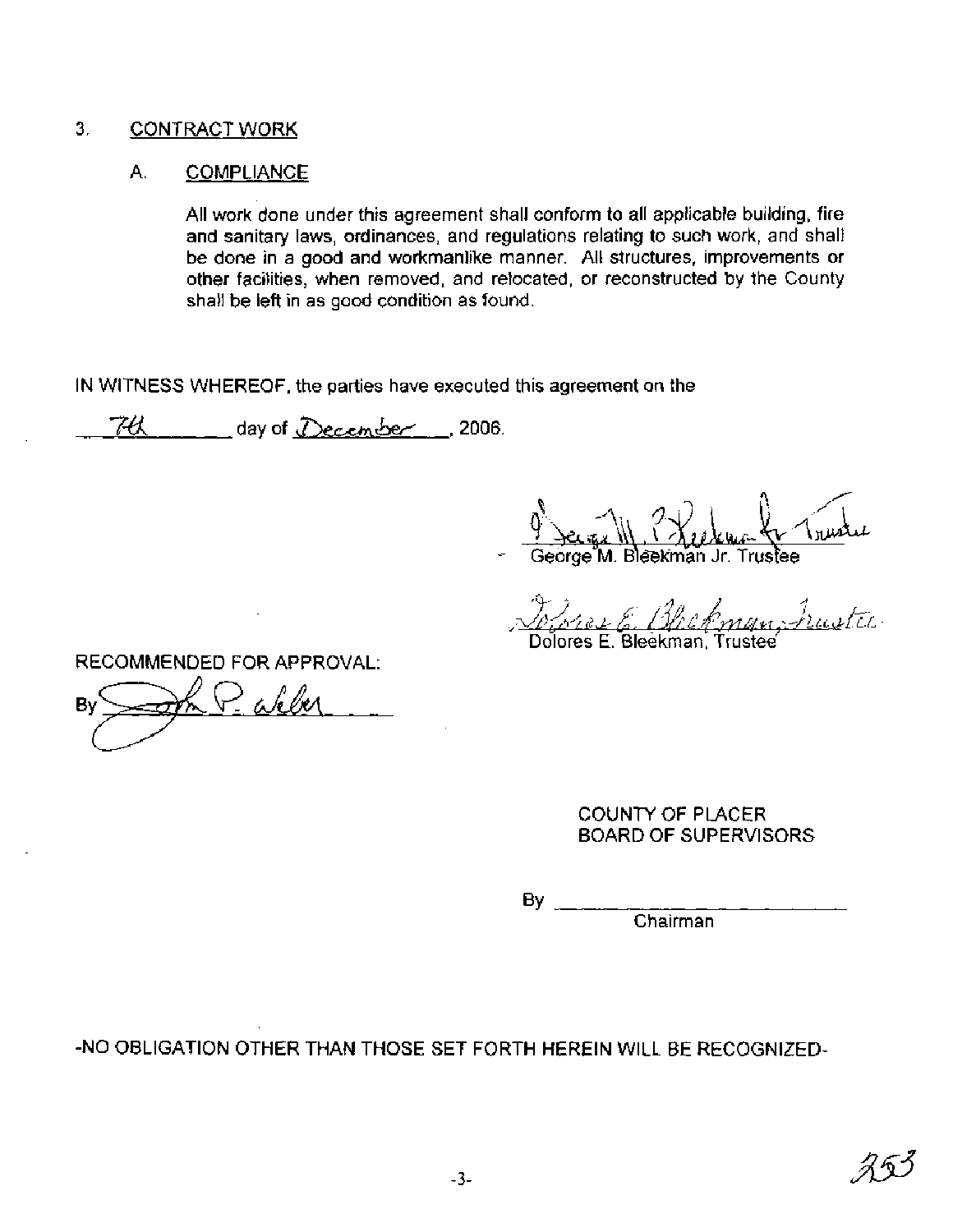## 3. CONTRACT WORK

### A. COMPLIANCE

All work done under this agreement shall conform to all applicable building, fire and sanitary laws, ordinances, and regulations relating to such work, and shall be done in a good and workmanlike manner. All structures, improvements or other facilities, when removed, and relocated, or reconstructed by the County shall be left in as good condition as found.

IN WITNESS WHEREOF, the parties have executed this agreement on the

7th day of December, 2006.

George M. Bleekman Jr. Trustee

Dolores E. Bleekman, Trustee

RECOMMENDED FOR APPROVAL:

By John P. Weber

COUNTY OF PLACER
BOARD OF SUPERVISORS

By ______________________
Chairman

-NO OBLIGATION OTHER THAN THOSE SET FORTH HEREIN WILL BE RECOGNIZED-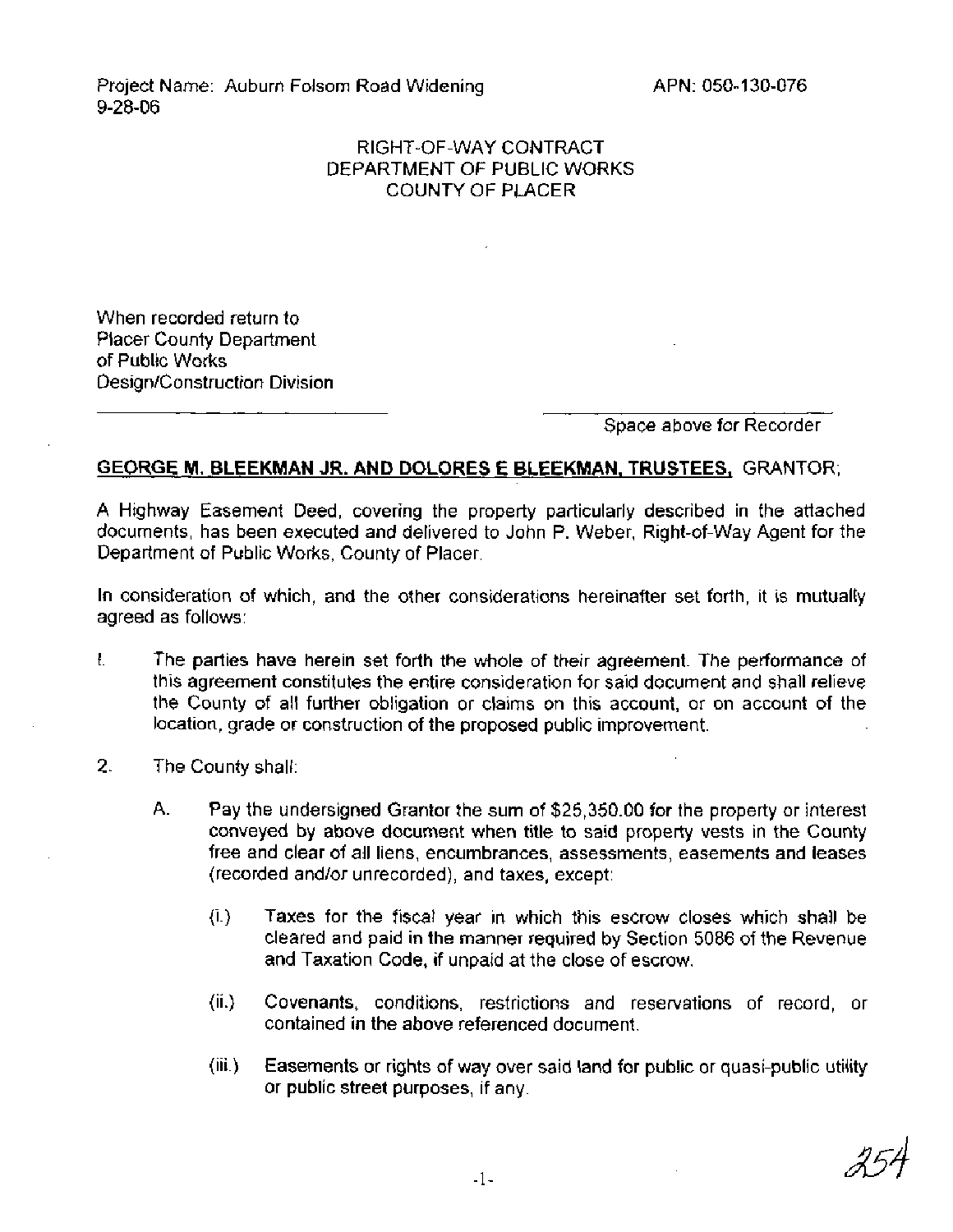Project Name: Auburn Folsom Road Widening
9-28-06

APN: 050-130-076

RIGHT-OF-WAY CONTRACT
DEPARTMENT OF PUBLIC WORKS
COUNTY OF PLACER

When recorded return to
Placer County Department
of Public Works
Design/Construction Division

Space above for Recorder

**GEORGE M. BLEEKMAN JR. AND DOLORES E BLEEKMAN, TRUSTEES,** GRANTOR;

A Highway Easement Deed, covering the property particularly described in the attached documents, has been executed and delivered to John P. Weber, Right-of-Way Agent for the Department of Public Works, County of Placer.

In consideration of which, and the other considerations hereinafter set forth, it is mutually agreed as follows:

1. The parties have herein set forth the whole of their agreement. The performance of this agreement constitutes the entire consideration for said document and shall relieve the County of all further obligation or claims on this account, or on account of the location, grade or construction of the proposed public improvement.

2. The County shall:

   A. Pay the undersigned Grantor the sum of $25,350.00 for the property or interest conveyed by above document when title to said property vests in the County free and clear of all liens, encumbrances, assessments, easements and leases (recorded and/or unrecorded), and taxes, except:

      (i.) Taxes for the fiscal year in which this escrow closes which shall be cleared and paid in the manner required by Section 5086 of the Revenue and Taxation Code, if unpaid at the close of escrow.

      (ii.) Covenants, conditions, restrictions and reservations of record, or contained in the above referenced document.

      (iii.) Easements or rights of way over said land for public or quasi-public utility or public street purposes, if any.

254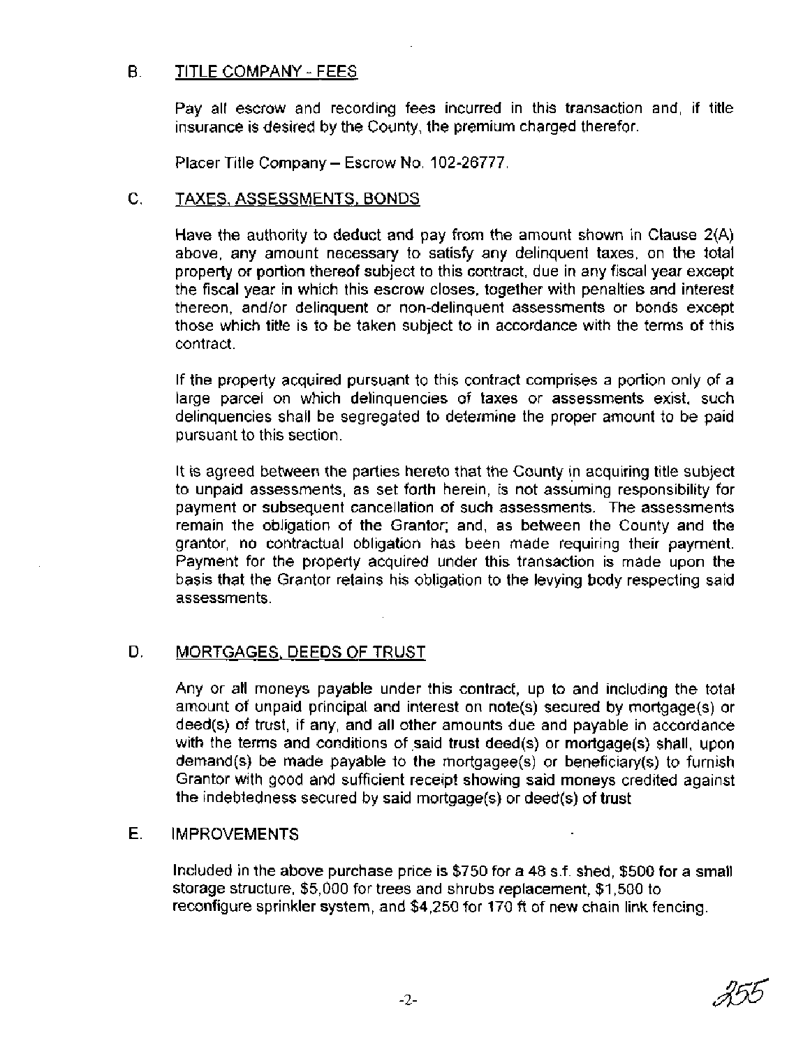## B. TITLE COMPANY - FEES

Pay all escrow and recording fees incurred in this transaction and, if title insurance is desired by the County, the premium charged therefor.

Placer Title Company – Escrow No. 102-26777.

## C. TAXES, ASSESSMENTS, BONDS

Have the authority to deduct and pay from the amount shown in Clause 2(A) above, any amount necessary to satisfy any delinquent taxes, on the total property or portion thereof subject to this contract, due in any fiscal year except the fiscal year in which this escrow closes, together with penalties and interest thereon, and/or delinquent or non-delinquent assessments or bonds except those which title is to be taken subject to in accordance with the terms of this contract.

If the property acquired pursuant to this contract comprises a portion only of a large parcel on which delinquencies of taxes or assessments exist, such delinquencies shall be segregated to determine the proper amount to be paid pursuant to this section.

It is agreed between the parties hereto that the County in acquiring title subject to unpaid assessments, as set forth herein, is not assuming responsibility for payment or subsequent cancellation of such assessments. The assessments remain the obligation of the Grantor; and, as between the County and the grantor, no contractual obligation has been made requiring their payment. Payment for the property acquired under this transaction is made upon the basis that the Grantor retains his obligation to the levying body respecting said assessments.

## D. MORTGAGES, DEEDS OF TRUST

Any or all moneys payable under this contract, up to and including the total amount of unpaid principal and interest on note(s) secured by mortgage(s) or deed(s) of trust, if any, and all other amounts due and payable in accordance with the terms and conditions of said trust deed(s) or mortgage(s) shall, upon demand(s) be made payable to the mortgagee(s) or beneficiary(s) to furnish Grantor with good and sufficient receipt showing said moneys credited against the indebtedness secured by said mortgage(s) or deed(s) of trust

## E. IMPROVEMENTS

Included in the above purchase price is $750 for a 48 s.f. shed, $500 for a small storage structure, $5,000 for trees and shrubs replacement, $1,500 to reconfigure sprinkler system, and $4,250 for 170 ft of new chain link fencing.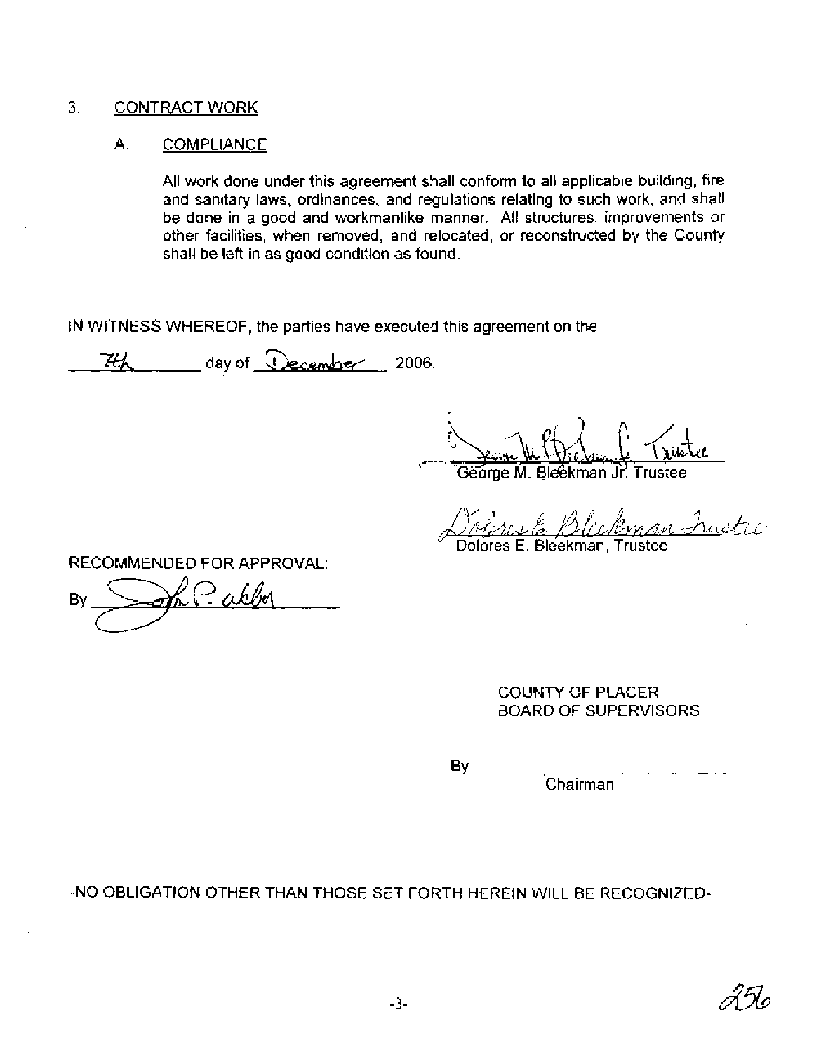3. CONTRACT WORK

A. COMPLIANCE

All work done under this agreement shall conform to all applicable building, fire and sanitary laws, ordinances, and regulations relating to such work, and shall be done in a good and workmanlike manner. All structures, improvements or other facilities, when removed, and relocated, or reconstructed by the County shall be left in as good condition as found.

IN WITNESS WHEREOF, the parties have executed this agreement on the

7th day of December, 2006.

George M. Bleekman Jr. Trustee

Dolores E. Bleekman, Trustee

RECOMMENDED FOR APPROVAL:

By

COUNTY OF PLACER
BOARD OF SUPERVISORS

By ____________________
Chairman

-NO OBLIGATION OTHER THAN THOSE SET FORTH HEREIN WILL BE RECOGNIZED-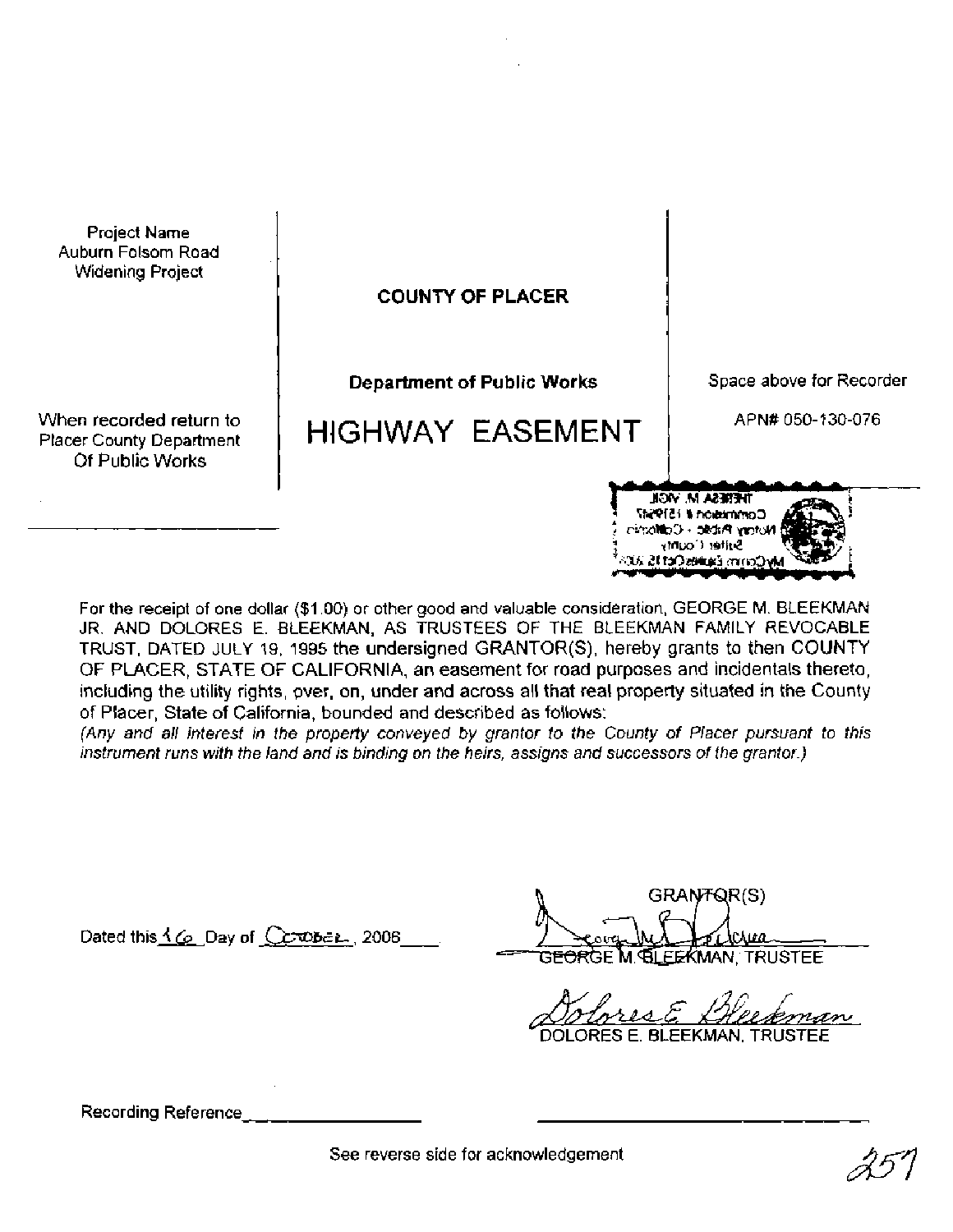Project Name
Auburn Folsom Road
Widening Project

When recorded return to
Placer County Department
Of Public Works

**COUNTY OF PLACER**

**Department of Public Works**

# HIGHWAY EASEMENT

Space above for Recorder

APN# 050-130-076

THERESA M. VIGIL
Commission # 1519547
Notary Public - California
Sutter County
MyComm. Expires Oct 15, 2008

For the receipt of one dollar ($1.00) or other good and valuable consideration, GEORGE M. BLEEKMAN JR. AND DOLORES E. BLEEKMAN, AS TRUSTEES OF THE BLEEKMAN FAMILY REVOCABLE TRUST, DATED JULY 19, 1995 the undersigned GRANTOR(S), hereby grants to then COUNTY OF PLACER, STATE OF CALIFORNIA, an easement for road purposes and incidentals thereto, including the utility rights, over, on, under and across all that real property situated in the County of Placer, State of California, bounded and described as follows:

*(Any and all interest in the property conveyed by grantor to the County of Placer pursuant to this instrument runs with the land and is binding on the heirs, assigns and successors of the grantor.)*

GRANTOR(S)

Dated this 16 Day of October, 2006

GEORGE M. BLEEKMAN, TRUSTEE

DOLORES E. BLEEKMAN, TRUSTEE

Recording Reference\_\_\_\_\_\_\_\_\_\_\_\_\_\_\_\_

See reverse side for acknowledgement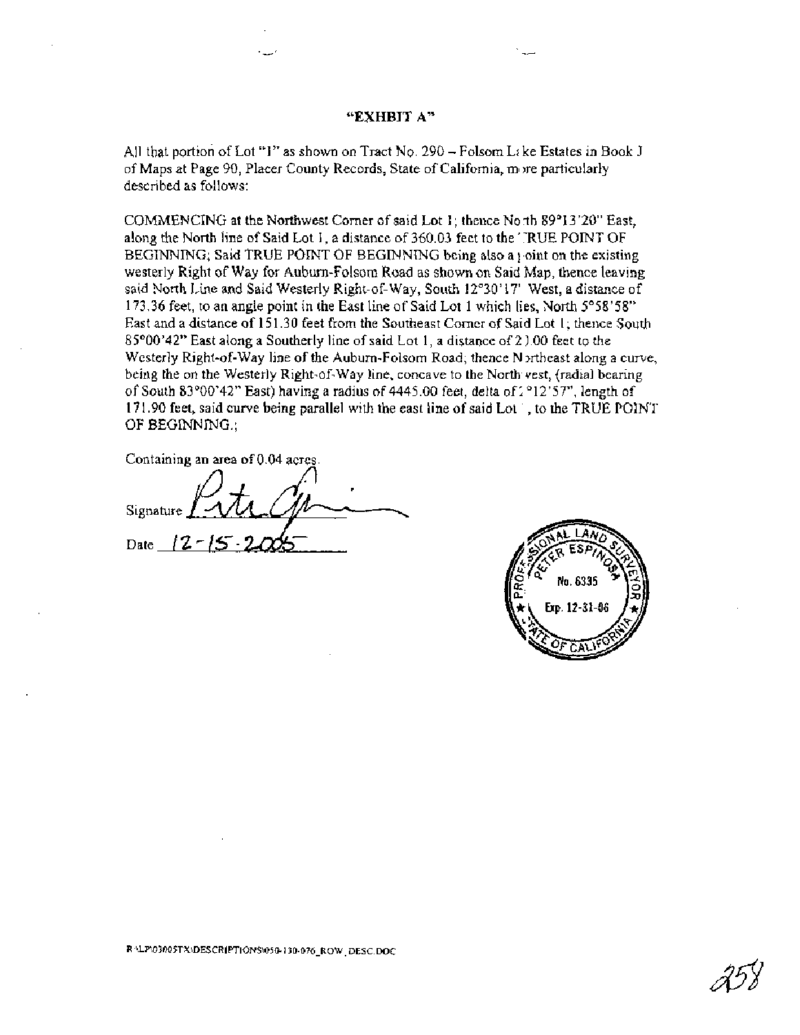**"EXHIBIT A"**

All that portion of Lot "1" as shown on Tract No. 290 – Folsom Lake Estates in Book J of Maps at Page 90, Placer County Records, State of California, more particularly described as follows:

COMMENCING at the Northwest Corner of said Lot 1; thence North 89°13'20" East, along the North line of Said Lot 1, a distance of 360.03 feet to the TRUE POINT OF BEGINNING; Said TRUE POINT OF BEGINNING being also a point on the existing westerly Right of Way for Auburn-Folsom Road as shown on Said Map, thence leaving said North Line and Said Westerly Right-of-Way, South 12°30'17' West, a distance of 173.36 feet, to an angle point in the East line of Said Lot 1 which lies, North 5°58'58" East and a distance of 151.30 feet from the Southeast Corner of Said Lot 1; thence South 85°00'42" East along a Southerly line of said Lot 1, a distance of 2 ).00 feet to the Westerly Right-of-Way line of the Auburn-Folsom Road; thence Northeast along a curve, being the on the Westerly Right-of-Way line, concave to the Northwest, (radial bearing of South 83°00'42" East) having a radius of 4445.00 feet, delta of 2°12'57", length of 171.90 feet, said curve being parallel with the east line of said Lot 1, to the TRUE POINT OF BEGINNING.;

Containing an area of 0.04 acres.

Signature 

Date 12-15-2005

PROFESSIONAL LAND SURVEYOR
PETER ESPINOSA
No. 6335
Exp. 12-31-06
STATE OF CALIFORNIA

R:\LP\03005TX\DESCRIPTIONS\050-130-076_ROW_DESC.DOC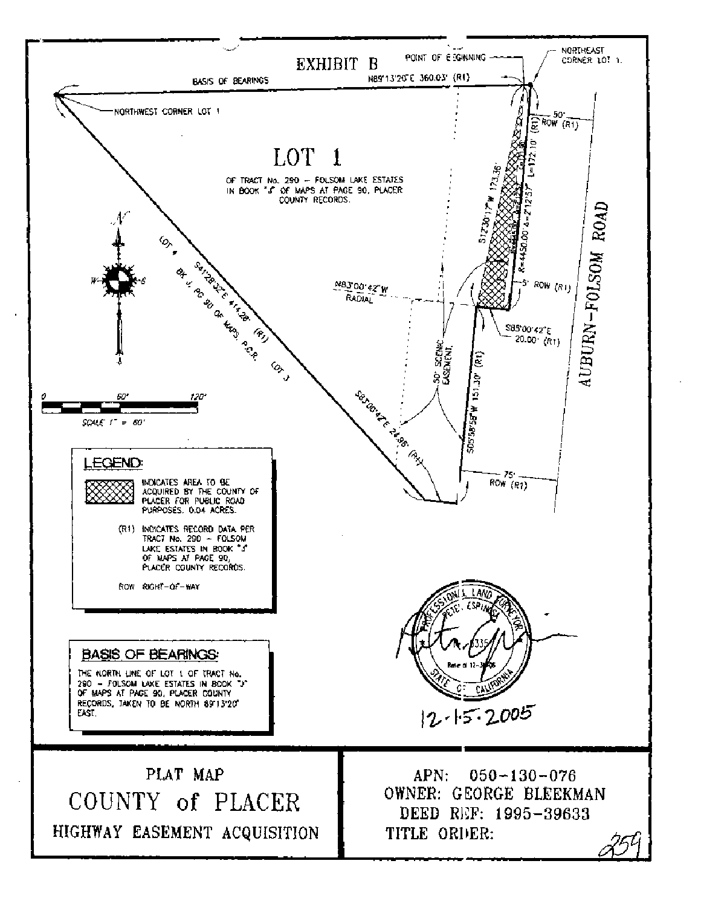# EXHIBIT B

POINT OF BEGINNING

NORTHEAST CORNER LOT 1.

BASIS OF BEARINGS

N89°13'20"E 360.03' (R1)

NORTHWEST CORNER LOT 1

## LOT 1

OF TRACT No. 290 – FOLSOM LAKE ESTATES IN BOOK "J" OF MAPS AT PAGE 90, PLACER COUNTY RECORDS.

50' ROW (R1)

L=172.10'

R=4450.00 Δ=2°12'57"

S12°30'17"W 173.36'

AUBURN-FOLSOM ROAD

LOT 4

S41°28'32"E 414.28' (R1)

BK J, PG 90 OF MAPS, P.C.R.

LOT 3

N83°00'42"W RADIAL

5' ROW (R1)

S85°00'42"E 20.00' (R1)

50' SCENIC EASEMENT

S05°58'58"W 151.30' (R1)

S83°00'42"E 24.95' (R1)

75' ROW (R1)

SCALE 1" = 60'

0 60' 120'

**LEGEND:**

INDICATES AREA TO BE ACQUIRED BY THE COUNTY OF PLACER FOR PUBLIC ROAD PURPOSES. 0.04 ACRES.

(R1) INDICATES RECORD DATA PER TRACT No. 290 – FOLSOM LAKE ESTATES IN BOOK "J" OF MAPS AT PAGE 90, PLACER COUNTY RECORDS.

ROW RIGHT-OF-WAY

**BASIS OF BEARINGS:**

THE NORTH LINE OF LOT 1 OF TRACT No. 290 – FOLSOM LAKE ESTATES IN BOOK "J" OF MAPS AT PAGE 90, PLACER COUNTY RECORDS, TAKEN TO BE NORTH 89°13'20" EAST.

PROFESSIONAL LAND SURVEYOR PETE ESPINOSA 5335 STATE OF CALIFORNIA

12-15-2005

| PLAT MAP<br>COUNTY of PLACER<br>HIGHWAY EASEMENT ACQUISITION | APN: 050-130-076<br>OWNER: GEORGE BLEEKMAN<br>DEED REF: 1995-39633<br>TITLE ORDER: |
|---|---|

259